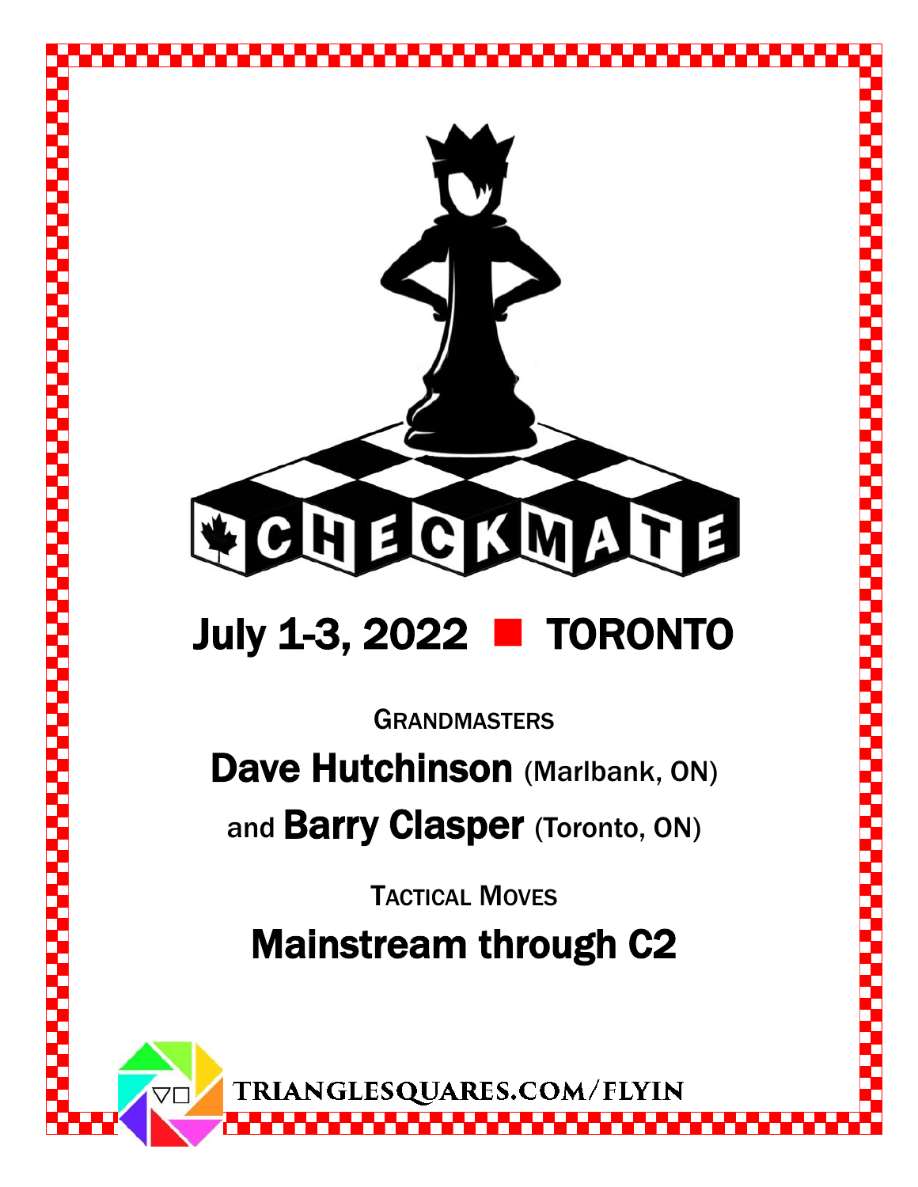# CHECKMATE

## July 1-3, 2022 ■ TORONTO

GRANDMASTERS

**Dave Hutchinson** (Marlbank, ON)

and **Barry Clasper** (Toronto, ON)

TACTICAL MOVES

**Mainstream through C2**

TRIANGLESQUARES.COM/FLYIN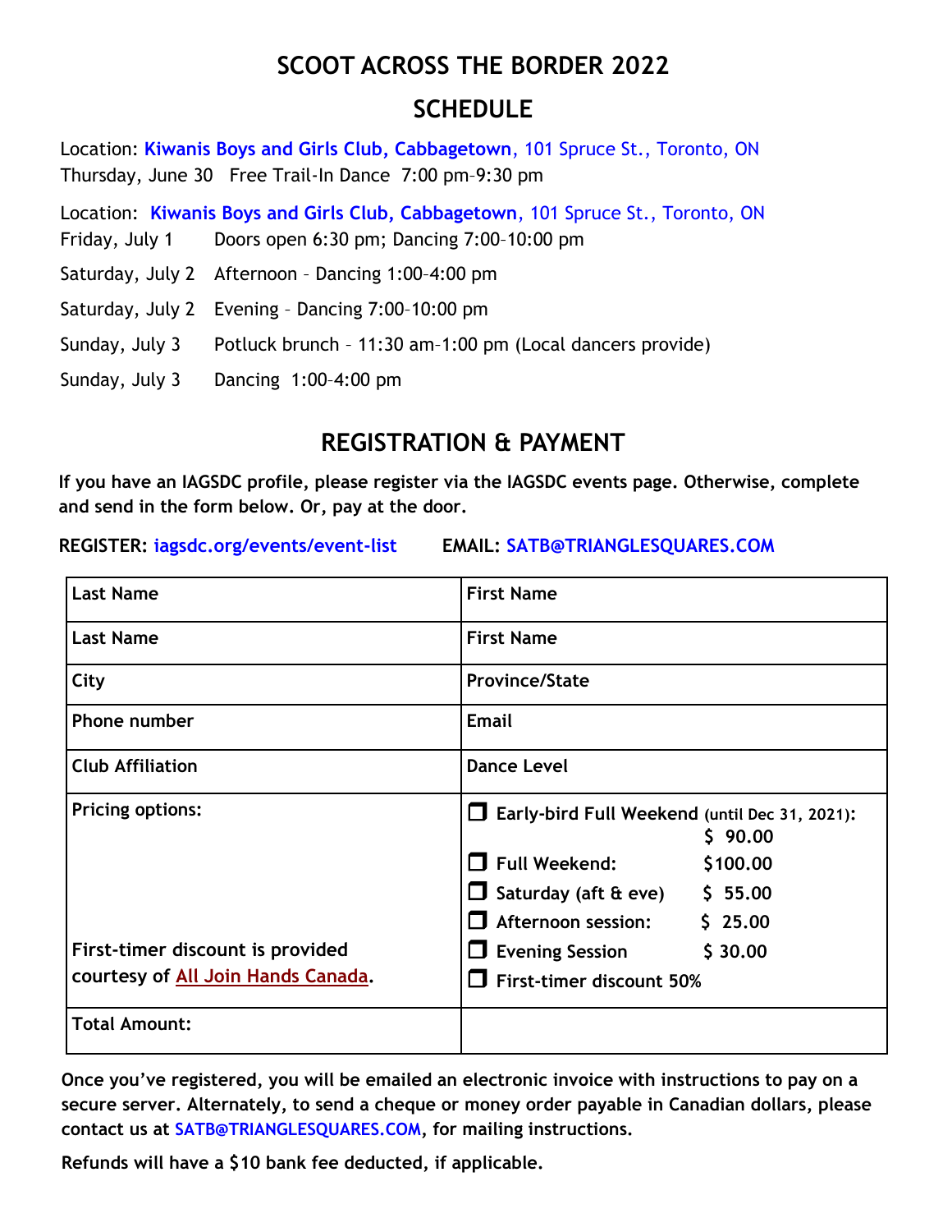# SCOOT ACROSS THE BORDER 2022

## SCHEDULE

Location: **Kiwanis Boys and Girls Club, Cabbagetown**, 101 Spruce St., Toronto, ON

Thursday, June 30   Free Trail-In Dance  7:00 pm–9:30 pm

Location: **Kiwanis Boys and Girls Club, Cabbagetown**, 101 Spruce St., Toronto, ON

| | |
|---|---|
| Friday, July 1 | Doors open 6:30 pm; Dancing 7:00–10:00 pm |
| Saturday, July 2 | Afternoon – Dancing 1:00–4:00 pm |
| Saturday, July 2 | Evening – Dancing 7:00–10:00 pm |
| Sunday, July 3 | Potluck brunch – 11:30 am–1:00 pm (Local dancers provide) |
| Sunday, July 3 | Dancing  1:00–4:00 pm |

## REGISTRATION & PAYMENT

**If you have an IAGSDC profile, please register via the IAGSDC events page. Otherwise, complete and send in the form below. Or, pay at the door.**

**REGISTER: iagsdc.org/events/event-list        EMAIL: SATB@TRIANGLESQUARES.COM**

| | |
|---|---|
| **Last Name** | **First Name** |
| **Last Name** | **First Name** |
| **City** | **Province/State** |
| **Phone number** | **Email** |
| **Club Affiliation** | **Dance Level** |
| **Pricing options:**<br><br>**First-timer discount is provided courtesy of All Join Hands Canada.** | ❒ **Early-bird Full Weekend** (until Dec 31, 2021): **$ 90.00**<br>❒ **Full Weekend: $100.00**<br>❒ **Saturday (aft & eve) $ 55.00**<br>❒ **Afternoon session: $ 25.00**<br>❒ **Evening Session $ 30.00**<br>❒ **First-timer discount 50%** |
| **Total Amount:** | |

**Once you've registered, you will be emailed an electronic invoice with instructions to pay on a secure server. Alternately, to send a cheque or money order payable in Canadian dollars, please contact us at SATB@TRIANGLESQUARES.COM, for mailing instructions.**

**Refunds will have a $10 bank fee deducted, if applicable.**